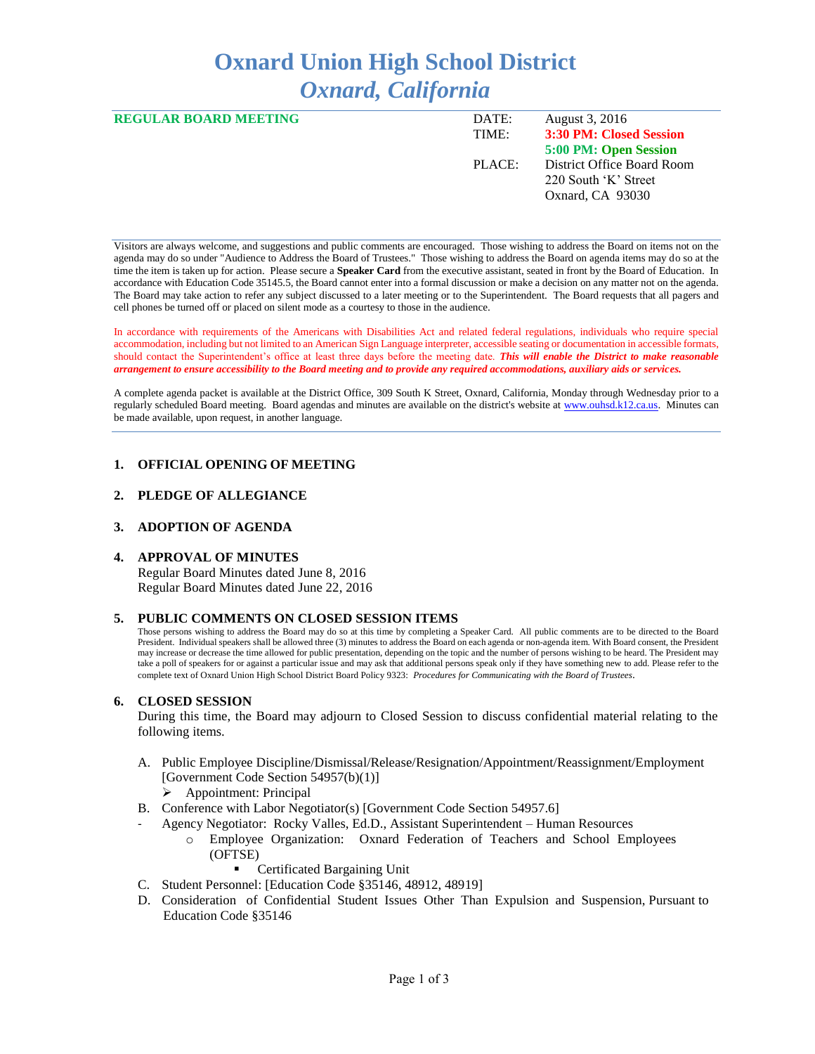# Oxnard Union High School District
## *Oxnard, California*

**REGULAR BOARD MEETING**

| | |
|---|---|
| DATE: | August 3, 2016 |
| TIME: | **3:30 PM: Closed Session** |
| | **5:00 PM: Open Session** |
| PLACE: | District Office Board Room |
| | 220 South 'K' Street |
| | Oxnard, CA 93030 |

Visitors are always welcome, and suggestions and public comments are encouraged. Those wishing to address the Board on items not on the agenda may do so under "Audience to Address the Board of Trustees." Those wishing to address the Board on agenda items may do so at the time the item is taken up for action. Please secure a **Speaker Card** from the executive assistant, seated in front by the Board of Education. In accordance with Education Code 35145.5, the Board cannot enter into a formal discussion or make a decision on any matter not on the agenda. The Board may take action to refer any subject discussed to a later meeting or to the Superintendent. The Board requests that all pagers and cell phones be turned off or placed on silent mode as a courtesy to those in the audience.

In accordance with requirements of the Americans with Disabilities Act and related federal regulations, individuals who require special accommodation, including but not limited to an American Sign Language interpreter, accessible seating or documentation in accessible formats, should contact the Superintendent's office at least three days before the meeting date. ***This will enable the District to make reasonable arrangement to ensure accessibility to the Board meeting and to provide any required accommodations, auxiliary aids or services.***

A complete agenda packet is available at the District Office, 309 South K Street, Oxnard, California, Monday through Wednesday prior to a regularly scheduled Board meeting. Board agendas and minutes are available on the district's website at www.ouhsd.k12.ca.us. Minutes can be made available, upon request, in another language.

### 1. OFFICIAL OPENING OF MEETING

### 2. PLEDGE OF ALLEGIANCE

### 3. ADOPTION OF AGENDA

### 4. APPROVAL OF MINUTES

Regular Board Minutes dated June 8, 2016
Regular Board Minutes dated June 22, 2016

### 5. PUBLIC COMMENTS ON CLOSED SESSION ITEMS

Those persons wishing to address the Board may do so at this time by completing a Speaker Card. All public comments are to be directed to the Board President. Individual speakers shall be allowed three (3) minutes to address the Board on each agenda or non-agenda item. With Board consent, the President may increase or decrease the time allowed for public presentation, depending on the topic and the number of persons wishing to be heard. The President may take a poll of speakers for or against a particular issue and may ask that additional persons speak only if they have something new to add. Please refer to the complete text of Oxnard Union High School District Board Policy 9323: *Procedures for Communicating with the Board of Trustees*.

### 6. CLOSED SESSION

During this time, the Board may adjourn to Closed Session to discuss confidential material relating to the following items.

A. Public Employee Discipline/Dismissal/Release/Resignation/Appointment/Reassignment/Employment [Government Code Section 54957(b)(1)]
   - Appointment: Principal

B. Conference with Labor Negotiator(s) [Government Code Section 54957.6]
   - Agency Negotiator: Rocky Valles, Ed.D., Assistant Superintendent – Human Resources
     - Employee Organization: Oxnard Federation of Teachers and School Employees (OFTSE)
       - Certificated Bargaining Unit

C. Student Personnel: [Education Code §35146, 48912, 48919]

D. Consideration of Confidential Student Issues Other Than Expulsion and Suspension, Pursuant to Education Code §35146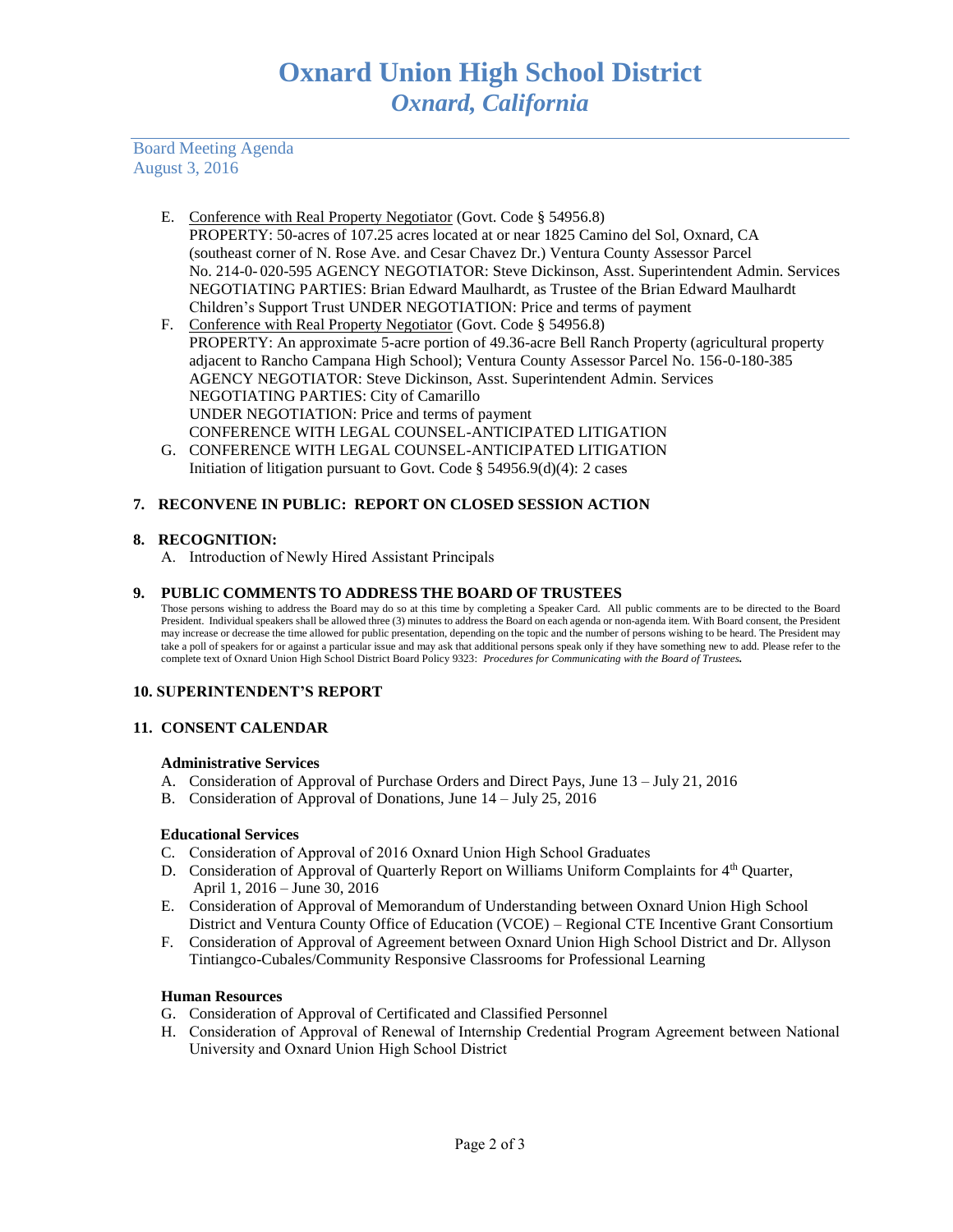E. Conference with Real Property Negotiator (Govt. Code § 54956.8)
   PROPERTY: 50-acres of 107.25 acres located at or near 1825 Camino del Sol, Oxnard, CA (southeast corner of N. Rose Ave. and Cesar Chavez Dr.) Ventura County Assessor Parcel No. 214-0- 020-595 AGENCY NEGOTIATOR: Steve Dickinson, Asst. Superintendent Admin. Services NEGOTIATING PARTIES: Brian Edward Maulhardt, as Trustee of the Brian Edward Maulhardt Children's Support Trust UNDER NEGOTIATION: Price and terms of payment
F. Conference with Real Property Negotiator (Govt. Code § 54956.8)
   PROPERTY: An approximate 5-acre portion of 49.36-acre Bell Ranch Property (agricultural property adjacent to Rancho Campana High School); Ventura County Assessor Parcel No. 156-0-180-385
   AGENCY NEGOTIATOR: Steve Dickinson, Asst. Superintendent Admin. Services
   NEGOTIATING PARTIES: City of Camarillo
   UNDER NEGOTIATION: Price and terms of payment
   CONFERENCE WITH LEGAL COUNSEL-ANTICIPATED LITIGATION
G. CONFERENCE WITH LEGAL COUNSEL-ANTICIPATED LITIGATION
   Initiation of litigation pursuant to Govt. Code § 54956.9(d)(4): 2 cases

## 7. RECONVENE IN PUBLIC: REPORT ON CLOSED SESSION ACTION

## 8. RECOGNITION:

A. Introduction of Newly Hired Assistant Principals

## 9. PUBLIC COMMENTS TO ADDRESS THE BOARD OF TRUSTEES

Those persons wishing to address the Board may do so at this time by completing a Speaker Card. All public comments are to be directed to the Board President. Individual speakers shall be allowed three (3) minutes to address the Board on each agenda or non-agenda item. With Board consent, the President may increase or decrease the time allowed for public presentation, depending on the topic and the number of persons wishing to be heard. The President may take a poll of speakers for or against a particular issue and may ask that additional persons speak only if they have something new to add. Please refer to the complete text of Oxnard Union High School District Board Policy 9323: *Procedures for Communicating with the Board of Trustees.*

## 10. SUPERINTENDENT'S REPORT

## 11. CONSENT CALENDAR

### Administrative Services

A. Consideration of Approval of Purchase Orders and Direct Pays, June 13 – July 21, 2016
B. Consideration of Approval of Donations, June 14 – July 25, 2016

### Educational Services

C. Consideration of Approval of 2016 Oxnard Union High School Graduates
D. Consideration of Approval of Quarterly Report on Williams Uniform Complaints for 4th Quarter, April 1, 2016 – June 30, 2016
E. Consideration of Approval of Memorandum of Understanding between Oxnard Union High School District and Ventura County Office of Education (VCOE) – Regional CTE Incentive Grant Consortium
F. Consideration of Approval of Agreement between Oxnard Union High School District and Dr. Allyson Tintiangco-Cubales/Community Responsive Classrooms for Professional Learning

### Human Resources

G. Consideration of Approval of Certificated and Classified Personnel
H. Consideration of Approval of Renewal of Internship Credential Program Agreement between National University and Oxnard Union High School District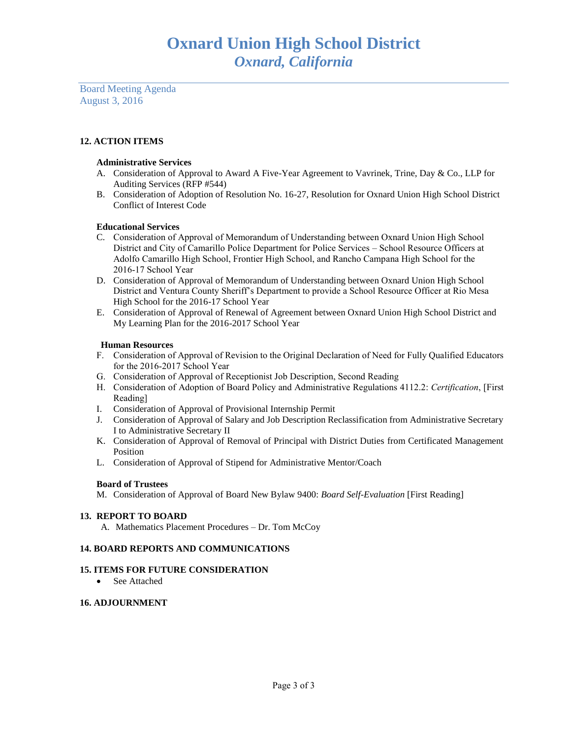# Oxnard Union High School District
## *Oxnard, California*

Board Meeting Agenda
August 3, 2016

### 12. ACTION ITEMS

**Administrative Services**

A. Consideration of Approval to Award A Five-Year Agreement to Vavrinek, Trine, Day & Co., LLP for Auditing Services (RFP #544)

B. Consideration of Adoption of Resolution No. 16-27, Resolution for Oxnard Union High School District Conflict of Interest Code

**Educational Services**

C. Consideration of Approval of Memorandum of Understanding between Oxnard Union High School District and City of Camarillo Police Department for Police Services – School Resource Officers at Adolfo Camarillo High School, Frontier High School, and Rancho Campana High School for the 2016-17 School Year

D. Consideration of Approval of Memorandum of Understanding between Oxnard Union High School District and Ventura County Sheriff's Department to provide a School Resource Officer at Rio Mesa High School for the 2016-17 School Year

E. Consideration of Approval of Renewal of Agreement between Oxnard Union High School District and My Learning Plan for the 2016-2017 School Year

**Human Resources**

F. Consideration of Approval of Revision to the Original Declaration of Need for Fully Qualified Educators for the 2016-2017 School Year

G. Consideration of Approval of Receptionist Job Description, Second Reading

H. Consideration of Adoption of Board Policy and Administrative Regulations 4112.2: *Certification*, [First Reading]

I. Consideration of Approval of Provisional Internship Permit

J. Consideration of Approval of Salary and Job Description Reclassification from Administrative Secretary I to Administrative Secretary II

K. Consideration of Approval of Removal of Principal with District Duties from Certificated Management Position

L. Consideration of Approval of Stipend for Administrative Mentor/Coach

**Board of Trustees**

M. Consideration of Approval of Board New Bylaw 9400: *Board Self-Evaluation* [First Reading]

### 13. REPORT TO BOARD

A. Mathematics Placement Procedures – Dr. Tom McCoy

### 14. BOARD REPORTS AND COMMUNICATIONS

### 15. ITEMS FOR FUTURE CONSIDERATION

- See Attached

### 16. ADJOURNMENT